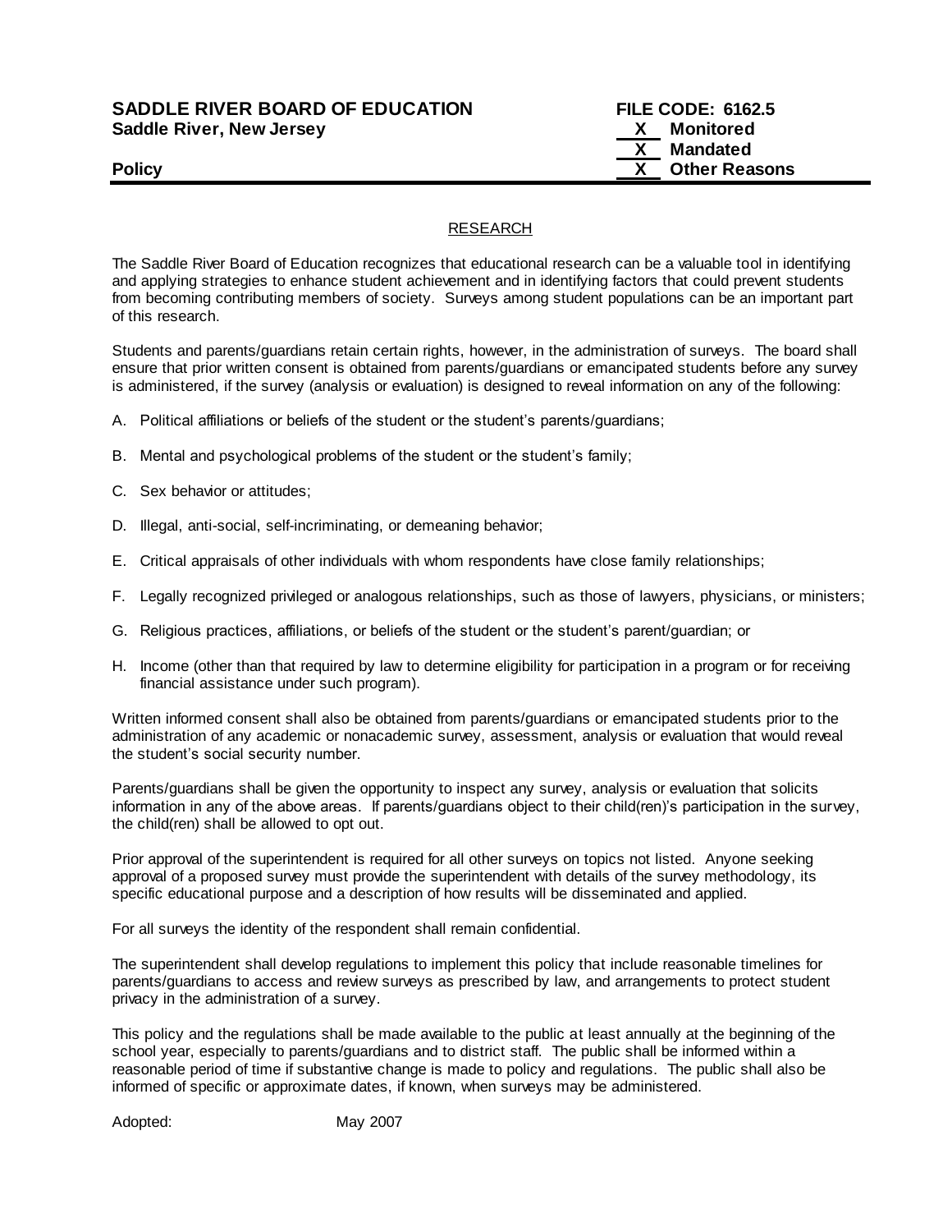**SADDLE RIVER BOARD OF EDUCATION**
**Saddle River, New Jersey**

**FILE CODE: 6162.5**
**X Monitored**
**X Mandated**
**X Other Reasons**

**Policy**

## RESEARCH

The Saddle River Board of Education recognizes that educational research can be a valuable tool in identifying and applying strategies to enhance student achievement and in identifying factors that could prevent students from becoming contributing members of society. Surveys among student populations can be an important part of this research.

Students and parents/guardians retain certain rights, however, in the administration of surveys. The board shall ensure that prior written consent is obtained from parents/guardians or emancipated students before any survey is administered, if the survey (analysis or evaluation) is designed to reveal information on any of the following:

A. Political affiliations or beliefs of the student or the student's parents/guardians;

B. Mental and psychological problems of the student or the student's family;

C. Sex behavior or attitudes;

D. Illegal, anti-social, self-incriminating, or demeaning behavior;

E. Critical appraisals of other individuals with whom respondents have close family relationships;

F. Legally recognized privileged or analogous relationships, such as those of lawyers, physicians, or ministers;

G. Religious practices, affiliations, or beliefs of the student or the student's parent/guardian; or

H. Income (other than that required by law to determine eligibility for participation in a program or for receiving financial assistance under such program).

Written informed consent shall also be obtained from parents/guardians or emancipated students prior to the administration of any academic or nonacademic survey, assessment, analysis or evaluation that would reveal the student's social security number.

Parents/guardians shall be given the opportunity to inspect any survey, analysis or evaluation that solicits information in any of the above areas. If parents/guardians object to their child(ren)'s participation in the survey, the child(ren) shall be allowed to opt out.

Prior approval of the superintendent is required for all other surveys on topics not listed. Anyone seeking approval of a proposed survey must provide the superintendent with details of the survey methodology, its specific educational purpose and a description of how results will be disseminated and applied.

For all surveys the identity of the respondent shall remain confidential.

The superintendent shall develop regulations to implement this policy that include reasonable timelines for parents/guardians to access and review surveys as prescribed by law, and arrangements to protect student privacy in the administration of a survey.

This policy and the regulations shall be made available to the public at least annually at the beginning of the school year, especially to parents/guardians and to district staff. The public shall be informed within a reasonable period of time if substantive change is made to policy and regulations. The public shall also be informed of specific or approximate dates, if known, when surveys may be administered.

Adopted: May 2007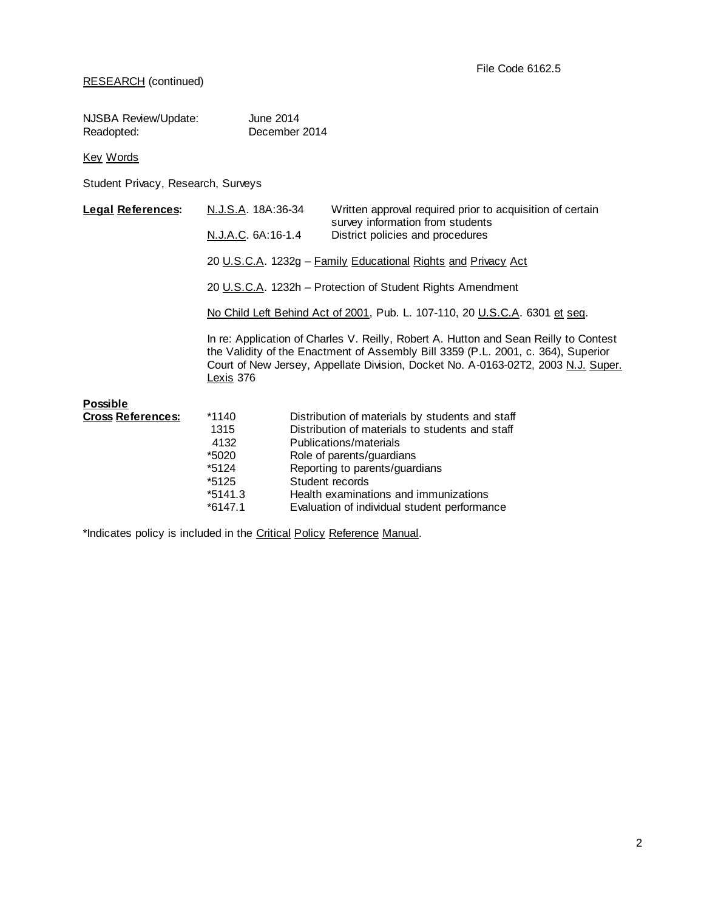File Code 6162.5

RESEARCH (continued)

NJSBA Review/Update: June 2014
Readopted: December 2014

Key Words

Student Privacy, Research, Surveys

**Legal References:**

N.J.S.A. 18A:36-34 — Written approval required prior to acquisition of certain survey information from students

N.J.A.C. 6A:16-1.4 — District policies and procedures

20 U.S.C.A. 1232g – Family Educational Rights and Privacy Act

20 U.S.C.A. 1232h – Protection of Student Rights Amendment

No Child Left Behind Act of 2001, Pub. L. 107-110, 20 U.S.C.A. 6301 et seq.

In re: Application of Charles V. Reilly, Robert A. Hutton and Sean Reilly to Contest the Validity of the Enactment of Assembly Bill 3359 (P.L. 2001, c. 364), Superior Court of New Jersey, Appellate Division, Docket No. A-0163-02T2, 2003 N.J. Super. Lexis 376

**Possible Cross References:**

| | |
|---|---|
| *1140 | Distribution of materials by students and staff |
| 1315 | Distribution of materials to students and staff |
| 4132 | Publications/materials |
| *5020 | Role of parents/guardians |
| *5124 | Reporting to parents/guardians |
| *5125 | Student records |
| *5141.3 | Health examinations and immunizations |
| *6147.1 | Evaluation of individual student performance |

*Indicates policy is included in the Critical Policy Reference Manual.